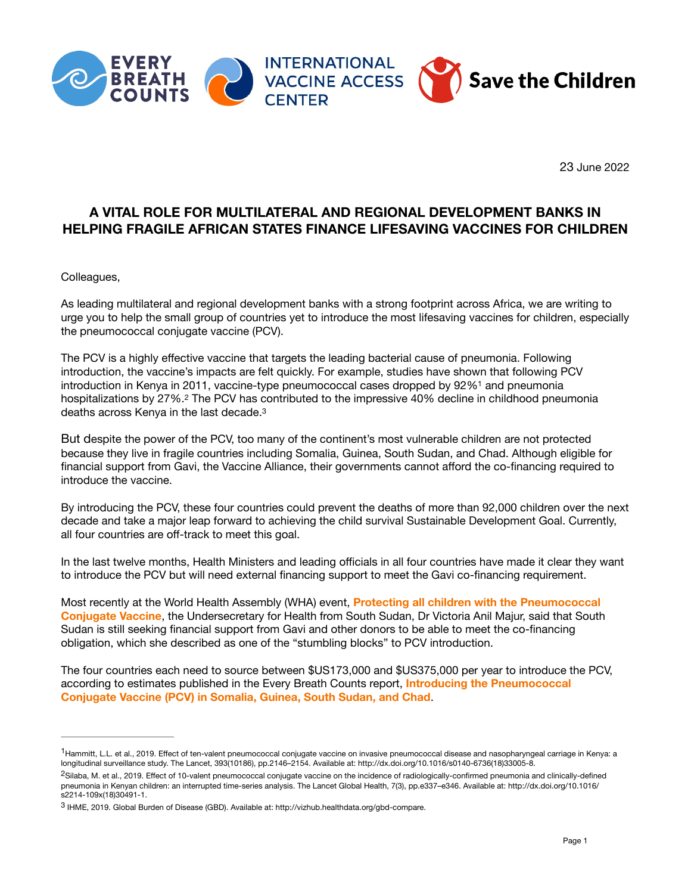23 June 2022

# A VITAL ROLE FOR MULTILATERAL AND REGIONAL DEVELOPMENT BANKS IN HELPING FRAGILE AFRICAN STATES FINANCE LIFESAVING VACCINES FOR CHILDREN

Colleagues,

As leading multilateral and regional development banks with a strong footprint across Africa, we are writing to urge you to help the small group of countries yet to introduce the most lifesaving vaccines for children, especially the pneumococcal conjugate vaccine (PCV).

The PCV is a highly effective vaccine that targets the leading bacterial cause of pneumonia. Following introduction, the vaccine's impacts are felt quickly. For example, studies have shown that following PCV introduction in Kenya in 2011, vaccine-type pneumococcal cases dropped by 92%[1] and pneumonia hospitalizations by 27%.[2] The PCV has contributed to the impressive 40% decline in childhood pneumonia deaths across Kenya in the last decade.[3]

But despite the power of the PCV, too many of the continent's most vulnerable children are not protected because they live in fragile countries including Somalia, Guinea, South Sudan, and Chad. Although eligible for financial support from Gavi, the Vaccine Alliance, their governments cannot afford the co-financing required to introduce the vaccine.

By introducing the PCV, these four countries could prevent the deaths of more than 92,000 children over the next decade and take a major leap forward to achieving the child survival Sustainable Development Goal. Currently, all four countries are off-track to meet this goal.

In the last twelve months, Health Ministers and leading officials in all four countries have made it clear they want to introduce the PCV but will need external financing support to meet the Gavi co-financing requirement.

Most recently at the World Health Assembly (WHA) event, **Protecting all children with the Pneumococcal Conjugate Vaccine**, the Undersecretary for Health from South Sudan, Dr Victoria Anil Majur, said that South Sudan is still seeking financial support from Gavi and other donors to be able to meet the co-financing obligation, which she described as one of the "stumbling blocks" to PCV introduction.

The four countries each need to source between $US173,000 and $US375,000 per year to introduce the PCV, according to estimates published in the Every Breath Counts report, **Introducing the Pneumococcal Conjugate Vaccine (PCV) in Somalia, Guinea, South Sudan, and Chad**.

---

[1] Hammitt, L.L. et al., 2019. Effect of ten-valent pneumococcal conjugate vaccine on invasive pneumococcal disease and nasopharyngeal carriage in Kenya: a longitudinal surveillance study. The Lancet, 393(10186), pp.2146–2154. Available at: http://dx.doi.org/10.1016/s0140-6736(18)33005-8.

[2] Silaba, M. et al., 2019. Effect of 10-valent pneumococcal conjugate vaccine on the incidence of radiologically-confirmed pneumonia and clinically-defined pneumonia in Kenyan children: an interrupted time-series analysis. The Lancet Global Health, 7(3), pp.e337–e346. Available at: http://dx.doi.org/10.1016/s2214-109x(18)30491-1.

[3] IHME, 2019. Global Burden of Disease (GBD). Available at: http://vizhub.healthdata.org/gbd-compare.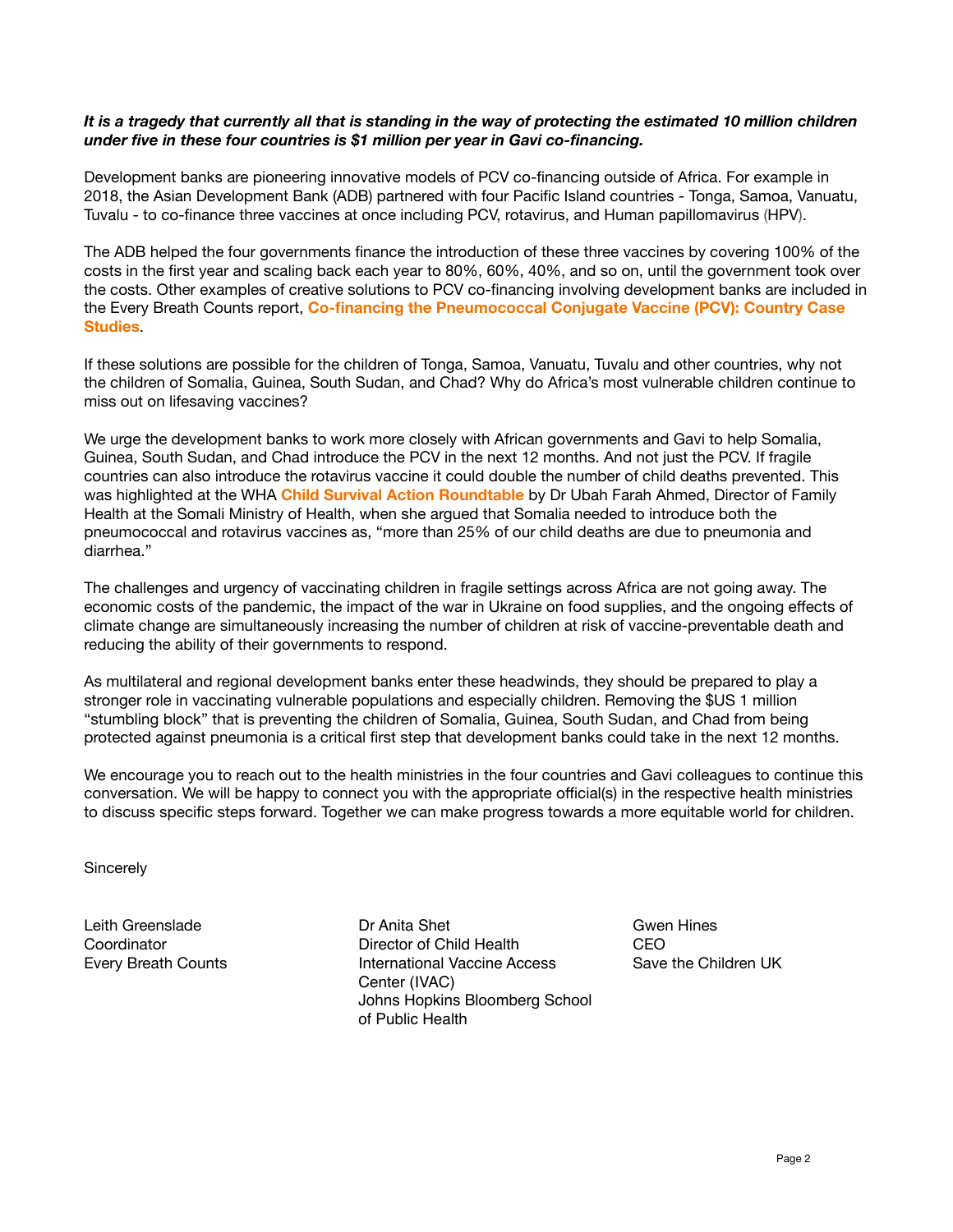***It is a tragedy that currently all that is standing in the way of protecting the estimated 10 million children under five in these four countries is $1 million per year in Gavi co-financing.***

Development banks are pioneering innovative models of PCV co-financing outside of Africa. For example in 2018, the Asian Development Bank (ADB) partnered with four Pacific Island countries - Tonga, Samoa, Vanuatu, Tuvalu - to co-finance three vaccines at once including PCV, rotavirus, and Human papillomavirus (HPV).

The ADB helped the four governments finance the introduction of these three vaccines by covering 100% of the costs in the first year and scaling back each year to 80%, 60%, 40%, and so on, until the government took over the costs. Other examples of creative solutions to PCV co-financing involving development banks are included in the Every Breath Counts report, **Co-financing the Pneumococcal Conjugate Vaccine (PCV): Country Case Studies**.

If these solutions are possible for the children of Tonga, Samoa, Vanuatu, Tuvalu and other countries, why not the children of Somalia, Guinea, South Sudan, and Chad? Why do Africa's most vulnerable children continue to miss out on lifesaving vaccines?

We urge the development banks to work more closely with African governments and Gavi to help Somalia, Guinea, South Sudan, and Chad introduce the PCV in the next 12 months. And not just the PCV. If fragile countries can also introduce the rotavirus vaccine it could double the number of child deaths prevented. This was highlighted at the WHA **Child Survival Action Roundtable** by Dr Ubah Farah Ahmed, Director of Family Health at the Somali Ministry of Health, when she argued that Somalia needed to introduce both the pneumococcal and rotavirus vaccines as, "more than 25% of our child deaths are due to pneumonia and diarrhea."

The challenges and urgency of vaccinating children in fragile settings across Africa are not going away. The economic costs of the pandemic, the impact of the war in Ukraine on food supplies, and the ongoing effects of climate change are simultaneously increasing the number of children at risk of vaccine-preventable death and reducing the ability of their governments to respond.

As multilateral and regional development banks enter these headwinds, they should be prepared to play a stronger role in vaccinating vulnerable populations and especially children. Removing the $US 1 million "stumbling block" that is preventing the children of Somalia, Guinea, South Sudan, and Chad from being protected against pneumonia is a critical first step that development banks could take in the next 12 months.

We encourage you to reach out to the health ministries in the four countries and Gavi colleagues to continue this conversation. We will be happy to connect you with the appropriate official(s) in the respective health ministries to discuss specific steps forward. Together we can make progress towards a more equitable world for children.

Sincerely

Leith Greenslade
Coordinator
Every Breath Counts

Dr Anita Shet
Director of Child Health
International Vaccine Access Center (IVAC)
Johns Hopkins Bloomberg School of Public Health

Gwen Hines
CEO
Save the Children UK